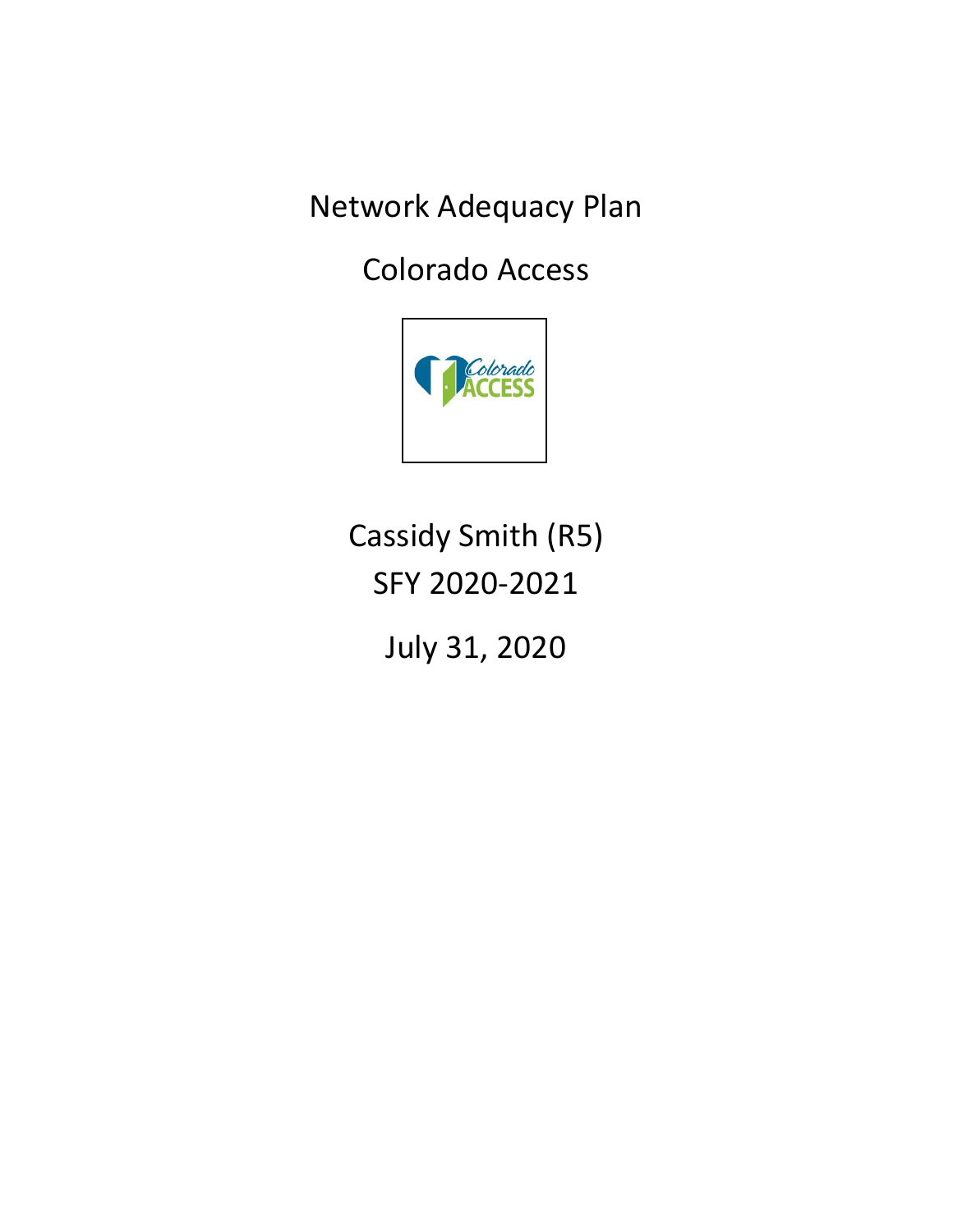# Network Adequacy Plan

## Colorado Access

Cassidy Smith (R5)
SFY 2020-2021

July 31, 2020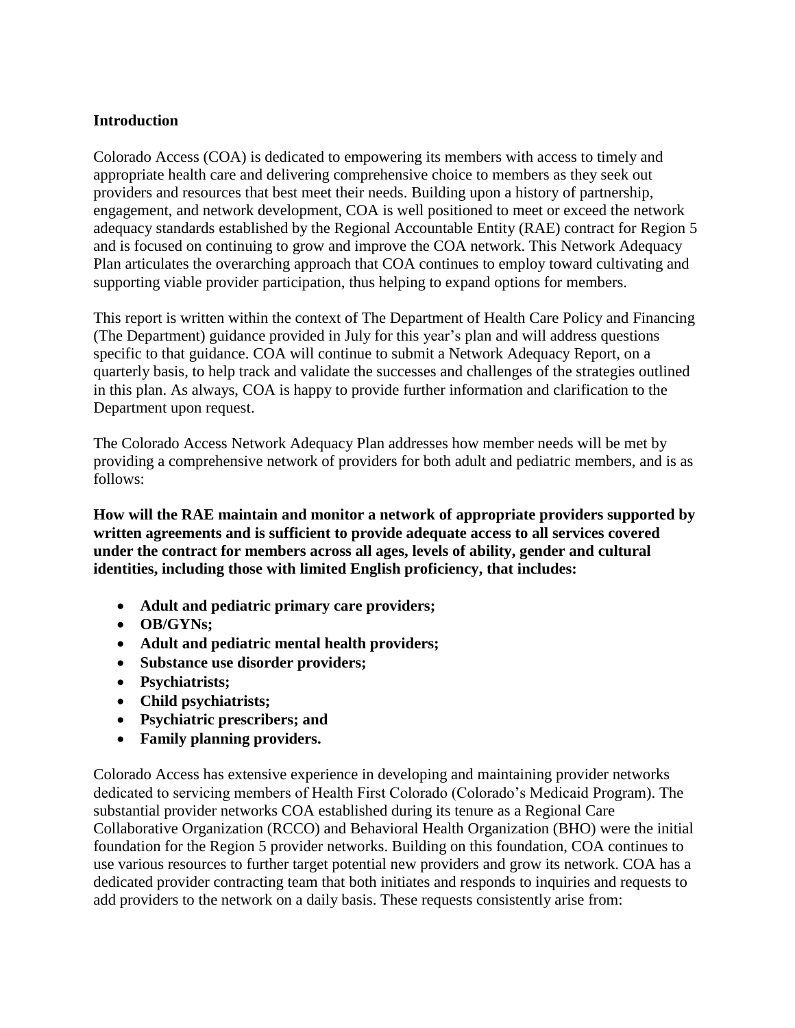**Introduction**

Colorado Access (COA) is dedicated to empowering its members with access to timely and appropriate health care and delivering comprehensive choice to members as they seek out providers and resources that best meet their needs. Building upon a history of partnership, engagement, and network development, COA is well positioned to meet or exceed the network adequacy standards established by the Regional Accountable Entity (RAE) contract for Region 5 and is focused on continuing to grow and improve the COA network. This Network Adequacy Plan articulates the overarching approach that COA continues to employ toward cultivating and supporting viable provider participation, thus helping to expand options for members.

This report is written within the context of The Department of Health Care Policy and Financing (The Department) guidance provided in July for this year's plan and will address questions specific to that guidance. COA will continue to submit a Network Adequacy Report, on a quarterly basis, to help track and validate the successes and challenges of the strategies outlined in this plan. As always, COA is happy to provide further information and clarification to the Department upon request.

The Colorado Access Network Adequacy Plan addresses how member needs will be met by providing a comprehensive network of providers for both adult and pediatric members, and is as follows:

**How will the RAE maintain and monitor a network of appropriate providers supported by written agreements and is sufficient to provide adequate access to all services covered under the contract for members across all ages, levels of ability, gender and cultural identities, including those with limited English proficiency, that includes:**

- **Adult and pediatric primary care providers;**
- **OB/GYNs;**
- **Adult and pediatric mental health providers;**
- **Substance use disorder providers;**
- **Psychiatrists;**
- **Child psychiatrists;**
- **Psychiatric prescribers; and**
- **Family planning providers.**

Colorado Access has extensive experience in developing and maintaining provider networks dedicated to servicing members of Health First Colorado (Colorado's Medicaid Program). The substantial provider networks COA established during its tenure as a Regional Care Collaborative Organization (RCCO) and Behavioral Health Organization (BHO) were the initial foundation for the Region 5 provider networks. Building on this foundation, COA continues to use various resources to further target potential new providers and grow its network. COA has a dedicated provider contracting team that both initiates and responds to inquiries and requests to add providers to the network on a daily basis. These requests consistently arise from: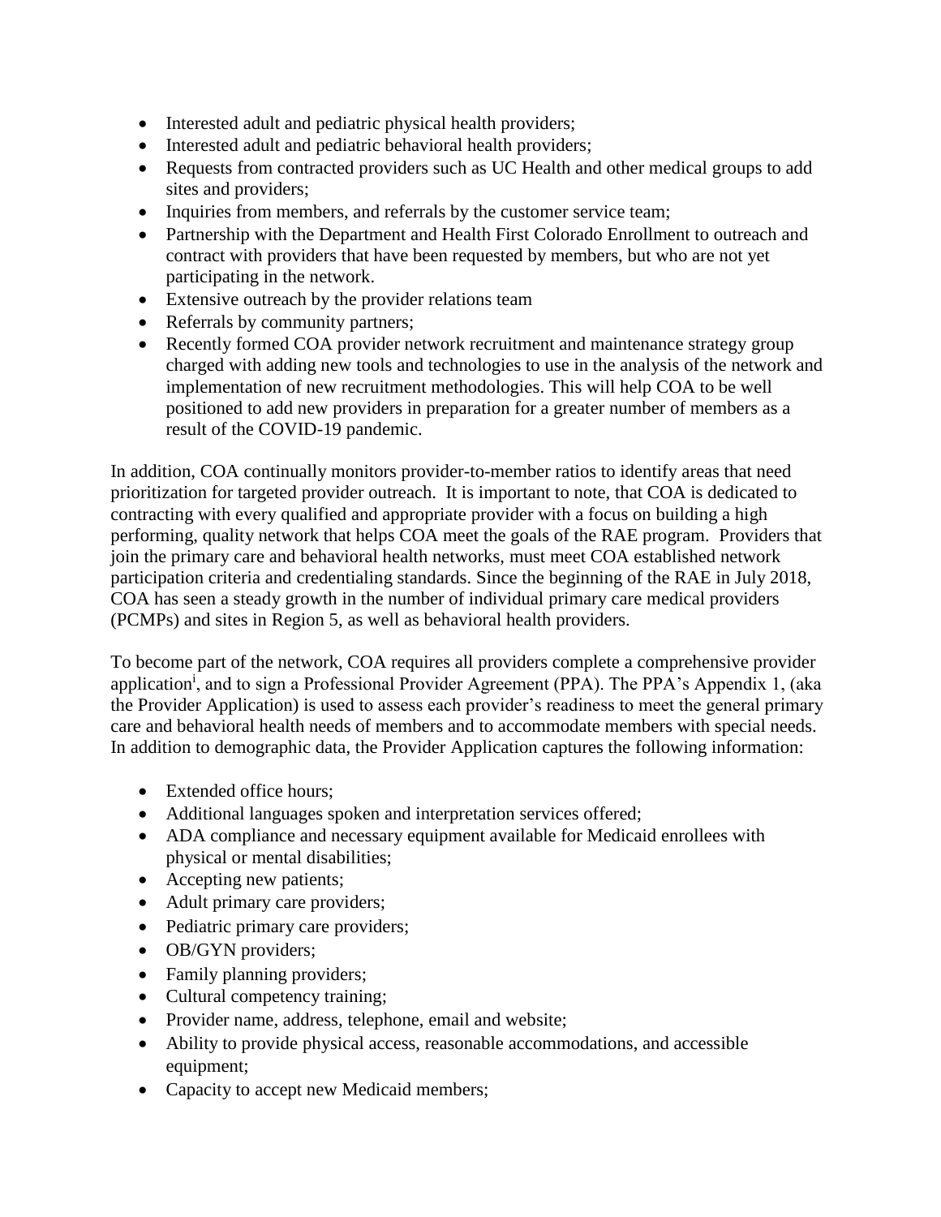- Interested adult and pediatric physical health providers;
- Interested adult and pediatric behavioral health providers;
- Requests from contracted providers such as UC Health and other medical groups to add sites and providers;
- Inquiries from members, and referrals by the customer service team;
- Partnership with the Department and Health First Colorado Enrollment to outreach and contract with providers that have been requested by members, but who are not yet participating in the network.
- Extensive outreach by the provider relations team
- Referrals by community partners;
- Recently formed COA provider network recruitment and maintenance strategy group charged with adding new tools and technologies to use in the analysis of the network and implementation of new recruitment methodologies. This will help COA to be well positioned to add new providers in preparation for a greater number of members as a result of the COVID-19 pandemic.

In addition, COA continually monitors provider-to-member ratios to identify areas that need prioritization for targeted provider outreach. It is important to note, that COA is dedicated to contracting with every qualified and appropriate provider with a focus on building a high performing, quality network that helps COA meet the goals of the RAE program. Providers that join the primary care and behavioral health networks, must meet COA established network participation criteria and credentialing standards. Since the beginning of the RAE in July 2018, COA has seen a steady growth in the number of individual primary care medical providers (PCMPs) and sites in Region 5, as well as behavioral health providers.

To become part of the network, COA requires all providers complete a comprehensive provider application[i], and to sign a Professional Provider Agreement (PPA). The PPA's Appendix 1, (aka the Provider Application) is used to assess each provider's readiness to meet the general primary care and behavioral health needs of members and to accommodate members with special needs. In addition to demographic data, the Provider Application captures the following information:

- Extended office hours;
- Additional languages spoken and interpretation services offered;
- ADA compliance and necessary equipment available for Medicaid enrollees with physical or mental disabilities;
- Accepting new patients;
- Adult primary care providers;
- Pediatric primary care providers;
- OB/GYN providers;
- Family planning providers;
- Cultural competency training;
- Provider name, address, telephone, email and website;
- Ability to provide physical access, reasonable accommodations, and accessible equipment;
- Capacity to accept new Medicaid members;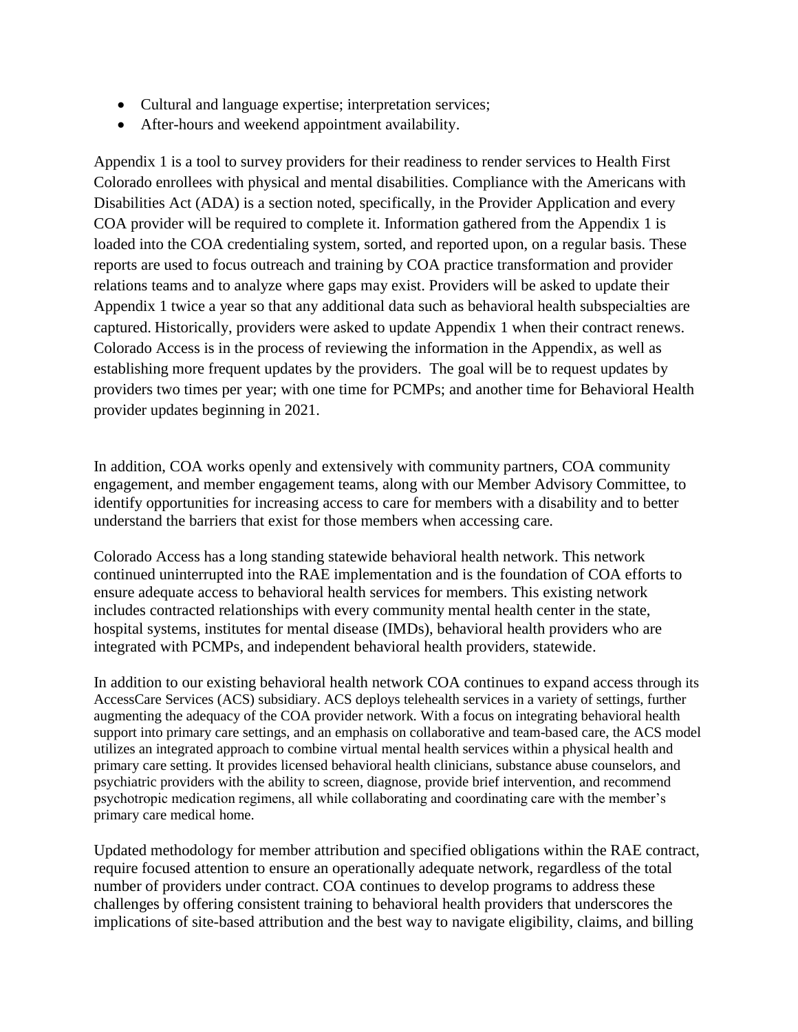- Cultural and language expertise; interpretation services;
- After-hours and weekend appointment availability.

Appendix 1 is a tool to survey providers for their readiness to render services to Health First Colorado enrollees with physical and mental disabilities. Compliance with the Americans with Disabilities Act (ADA) is a section noted, specifically, in the Provider Application and every COA provider will be required to complete it. Information gathered from the Appendix 1 is loaded into the COA credentialing system, sorted, and reported upon, on a regular basis. These reports are used to focus outreach and training by COA practice transformation and provider relations teams and to analyze where gaps may exist. Providers will be asked to update their Appendix 1 twice a year so that any additional data such as behavioral health subspecialties are captured. Historically, providers were asked to update Appendix 1 when their contract renews. Colorado Access is in the process of reviewing the information in the Appendix, as well as establishing more frequent updates by the providers. The goal will be to request updates by providers two times per year; with one time for PCMPs; and another time for Behavioral Health provider updates beginning in 2021.

In addition, COA works openly and extensively with community partners, COA community engagement, and member engagement teams, along with our Member Advisory Committee, to identify opportunities for increasing access to care for members with a disability and to better understand the barriers that exist for those members when accessing care.

Colorado Access has a long standing statewide behavioral health network. This network continued uninterrupted into the RAE implementation and is the foundation of COA efforts to ensure adequate access to behavioral health services for members. This existing network includes contracted relationships with every community mental health center in the state, hospital systems, institutes for mental disease (IMDs), behavioral health providers who are integrated with PCMPs, and independent behavioral health providers, statewide.

In addition to our existing behavioral health network COA continues to expand access through its AccessCare Services (ACS) subsidiary. ACS deploys telehealth services in a variety of settings, further augmenting the adequacy of the COA provider network. With a focus on integrating behavioral health support into primary care settings, and an emphasis on collaborative and team-based care, the ACS model utilizes an integrated approach to combine virtual mental health services within a physical health and primary care setting. It provides licensed behavioral health clinicians, substance abuse counselors, and psychiatric providers with the ability to screen, diagnose, provide brief intervention, and recommend psychotropic medication regimens, all while collaborating and coordinating care with the member's primary care medical home.

Updated methodology for member attribution and specified obligations within the RAE contract, require focused attention to ensure an operationally adequate network, regardless of the total number of providers under contract. COA continues to develop programs to address these challenges by offering consistent training to behavioral health providers that underscores the implications of site-based attribution and the best way to navigate eligibility, claims, and billing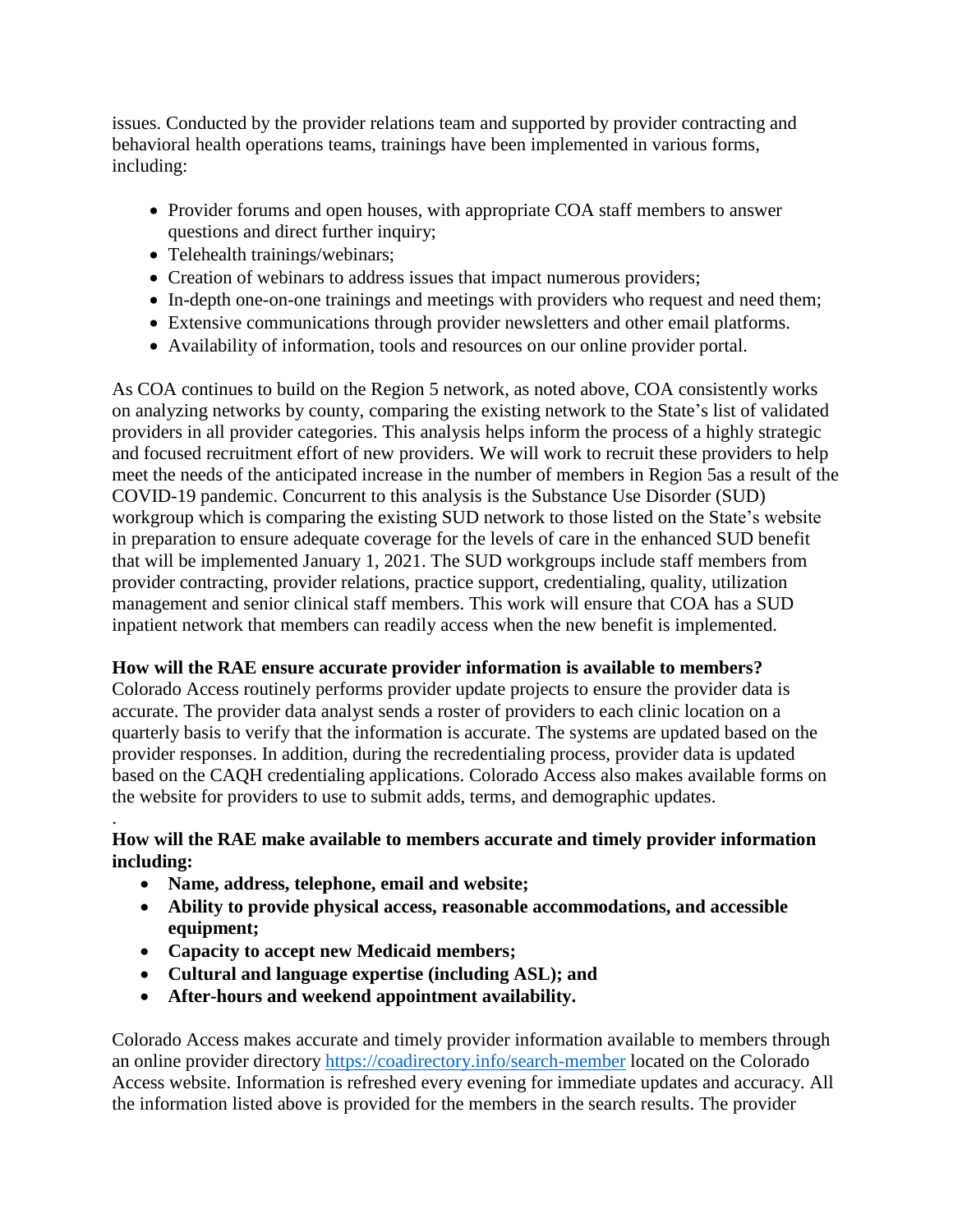issues. Conducted by the provider relations team and supported by provider contracting and behavioral health operations teams, trainings have been implemented in various forms, including:

- Provider forums and open houses, with appropriate COA staff members to answer questions and direct further inquiry;
- Telehealth trainings/webinars;
- Creation of webinars to address issues that impact numerous providers;
- In-depth one-on-one trainings and meetings with providers who request and need them;
- Extensive communications through provider newsletters and other email platforms.
- Availability of information, tools and resources on our online provider portal.

As COA continues to build on the Region 5 network, as noted above, COA consistently works on analyzing networks by county, comparing the existing network to the State's list of validated providers in all provider categories. This analysis helps inform the process of a highly strategic and focused recruitment effort of new providers. We will work to recruit these providers to help meet the needs of the anticipated increase in the number of members in Region 5as a result of the COVID-19 pandemic. Concurrent to this analysis is the Substance Use Disorder (SUD) workgroup which is comparing the existing SUD network to those listed on the State's website in preparation to ensure adequate coverage for the levels of care in the enhanced SUD benefit that will be implemented January 1, 2021. The SUD workgroups include staff members from provider contracting, provider relations, practice support, credentialing, quality, utilization management and senior clinical staff members. This work will ensure that COA has a SUD inpatient network that members can readily access when the new benefit is implemented.

**How will the RAE ensure accurate provider information is available to members?**
Colorado Access routinely performs provider update projects to ensure the provider data is accurate. The provider data analyst sends a roster of providers to each clinic location on a quarterly basis to verify that the information is accurate. The systems are updated based on the provider responses. In addition, during the recredentialing process, provider data is updated based on the CAQH credentialing applications. Colorado Access also makes available forms on the website for providers to use to submit adds, terms, and demographic updates.

.

**How will the RAE make available to members accurate and timely provider information including:**

- **Name, address, telephone, email and website;**
- **Ability to provide physical access, reasonable accommodations, and accessible equipment;**
- **Capacity to accept new Medicaid members;**
- **Cultural and language expertise (including ASL); and**
- **After-hours and weekend appointment availability.**

Colorado Access makes accurate and timely provider information available to members through an online provider directory https://coadirectory.info/search-member located on the Colorado Access website. Information is refreshed every evening for immediate updates and accuracy. All the information listed above is provided for the members in the search results. The provider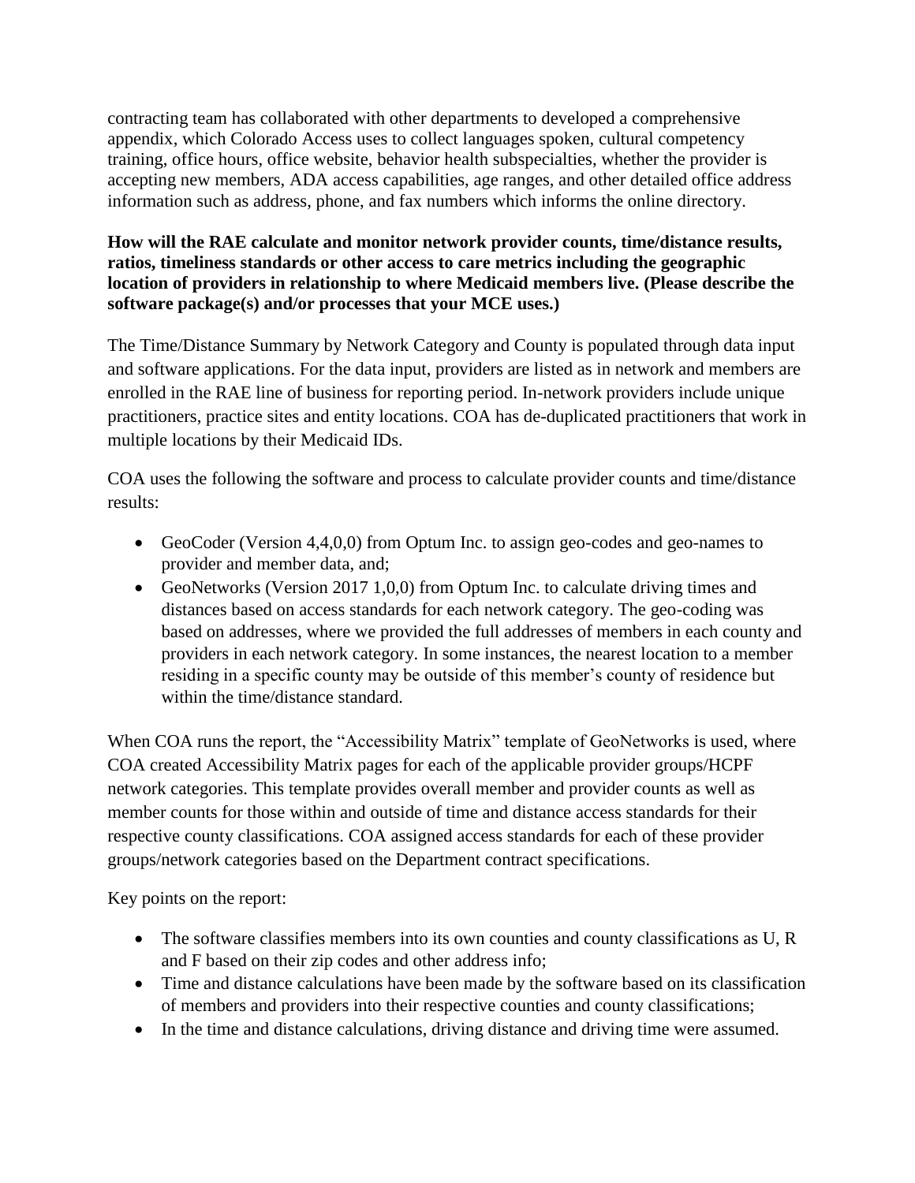contracting team has collaborated with other departments to developed a comprehensive appendix, which Colorado Access uses to collect languages spoken, cultural competency training, office hours, office website, behavior health subspecialties, whether the provider is accepting new members, ADA access capabilities, age ranges, and other detailed office address information such as address, phone, and fax numbers which informs the online directory.

**How will the RAE calculate and monitor network provider counts, time/distance results, ratios, timeliness standards or other access to care metrics including the geographic location of providers in relationship to where Medicaid members live. (Please describe the software package(s) and/or processes that your MCE uses.)**

The Time/Distance Summary by Network Category and County is populated through data input and software applications. For the data input, providers are listed as in network and members are enrolled in the RAE line of business for reporting period. In-network providers include unique practitioners, practice sites and entity locations. COA has de-duplicated practitioners that work in multiple locations by their Medicaid IDs.

COA uses the following the software and process to calculate provider counts and time/distance results:

- GeoCoder (Version 4,4,0,0) from Optum Inc. to assign geo-codes and geo-names to provider and member data, and;
- GeoNetworks (Version 2017 1,0,0) from Optum Inc. to calculate driving times and distances based on access standards for each network category. The geo-coding was based on addresses, where we provided the full addresses of members in each county and providers in each network category. In some instances, the nearest location to a member residing in a specific county may be outside of this member's county of residence but within the time/distance standard.

When COA runs the report, the "Accessibility Matrix" template of GeoNetworks is used, where COA created Accessibility Matrix pages for each of the applicable provider groups/HCPF network categories. This template provides overall member and provider counts as well as member counts for those within and outside of time and distance access standards for their respective county classifications. COA assigned access standards for each of these provider groups/network categories based on the Department contract specifications.

Key points on the report:

- The software classifies members into its own counties and county classifications as U, R and F based on their zip codes and other address info;
- Time and distance calculations have been made by the software based on its classification of members and providers into their respective counties and county classifications;
- In the time and distance calculations, driving distance and driving time were assumed.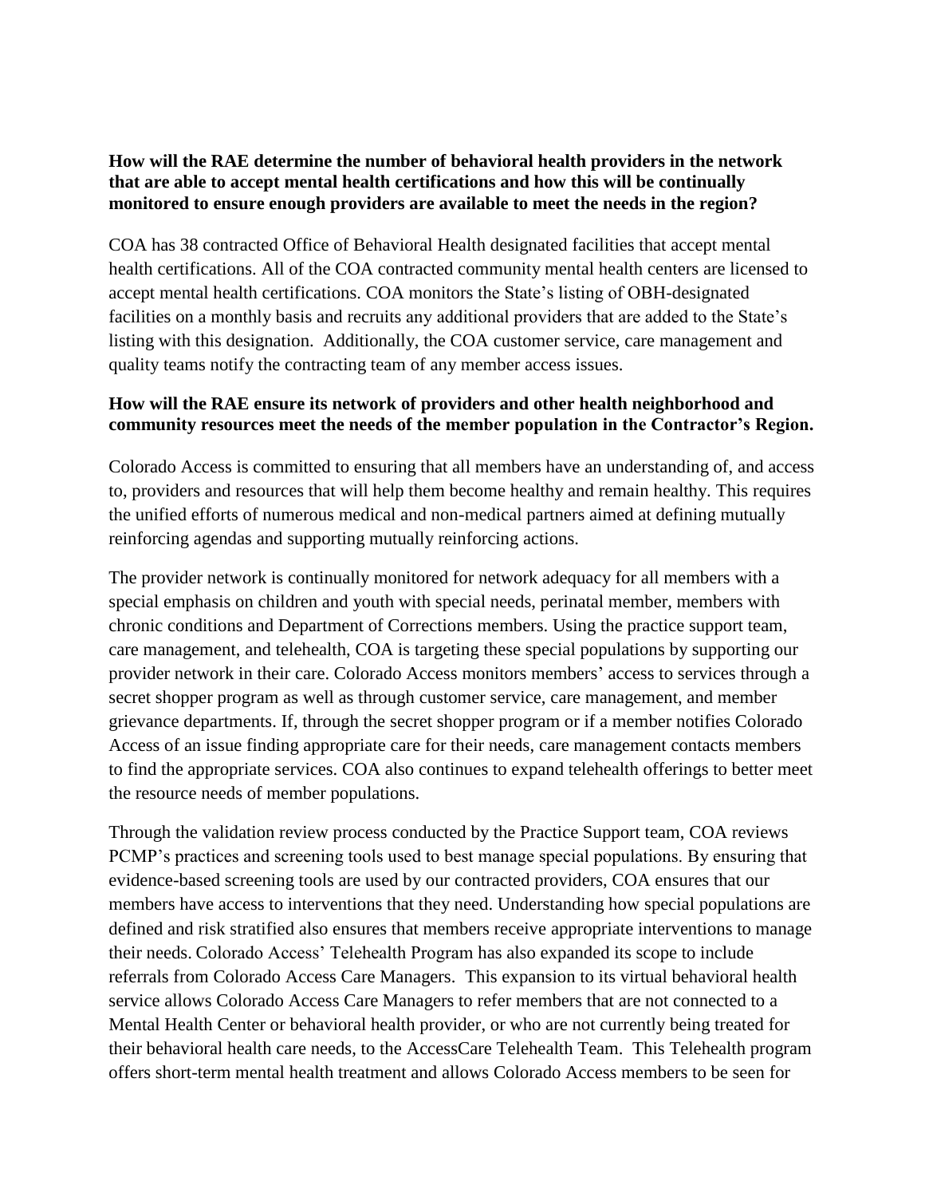**How will the RAE determine the number of behavioral health providers in the network that are able to accept mental health certifications and how this will be continually monitored to ensure enough providers are available to meet the needs in the region?**

COA has 38 contracted Office of Behavioral Health designated facilities that accept mental health certifications. All of the COA contracted community mental health centers are licensed to accept mental health certifications. COA monitors the State's listing of OBH-designated facilities on a monthly basis and recruits any additional providers that are added to the State's listing with this designation. Additionally, the COA customer service, care management and quality teams notify the contracting team of any member access issues.

**How will the RAE ensure its network of providers and other health neighborhood and community resources meet the needs of the member population in the Contractor's Region.**

Colorado Access is committed to ensuring that all members have an understanding of, and access to, providers and resources that will help them become healthy and remain healthy. This requires the unified efforts of numerous medical and non-medical partners aimed at defining mutually reinforcing agendas and supporting mutually reinforcing actions.

The provider network is continually monitored for network adequacy for all members with a special emphasis on children and youth with special needs, perinatal member, members with chronic conditions and Department of Corrections members. Using the practice support team, care management, and telehealth, COA is targeting these special populations by supporting our provider network in their care. Colorado Access monitors members' access to services through a secret shopper program as well as through customer service, care management, and member grievance departments. If, through the secret shopper program or if a member notifies Colorado Access of an issue finding appropriate care for their needs, care management contacts members to find the appropriate services. COA also continues to expand telehealth offerings to better meet the resource needs of member populations.

Through the validation review process conducted by the Practice Support team, COA reviews PCMP's practices and screening tools used to best manage special populations. By ensuring that evidence-based screening tools are used by our contracted providers, COA ensures that our members have access to interventions that they need. Understanding how special populations are defined and risk stratified also ensures that members receive appropriate interventions to manage their needs. Colorado Access' Telehealth Program has also expanded its scope to include referrals from Colorado Access Care Managers. This expansion to its virtual behavioral health service allows Colorado Access Care Managers to refer members that are not connected to a Mental Health Center or behavioral health provider, or who are not currently being treated for their behavioral health care needs, to the AccessCare Telehealth Team. This Telehealth program offers short-term mental health treatment and allows Colorado Access members to be seen for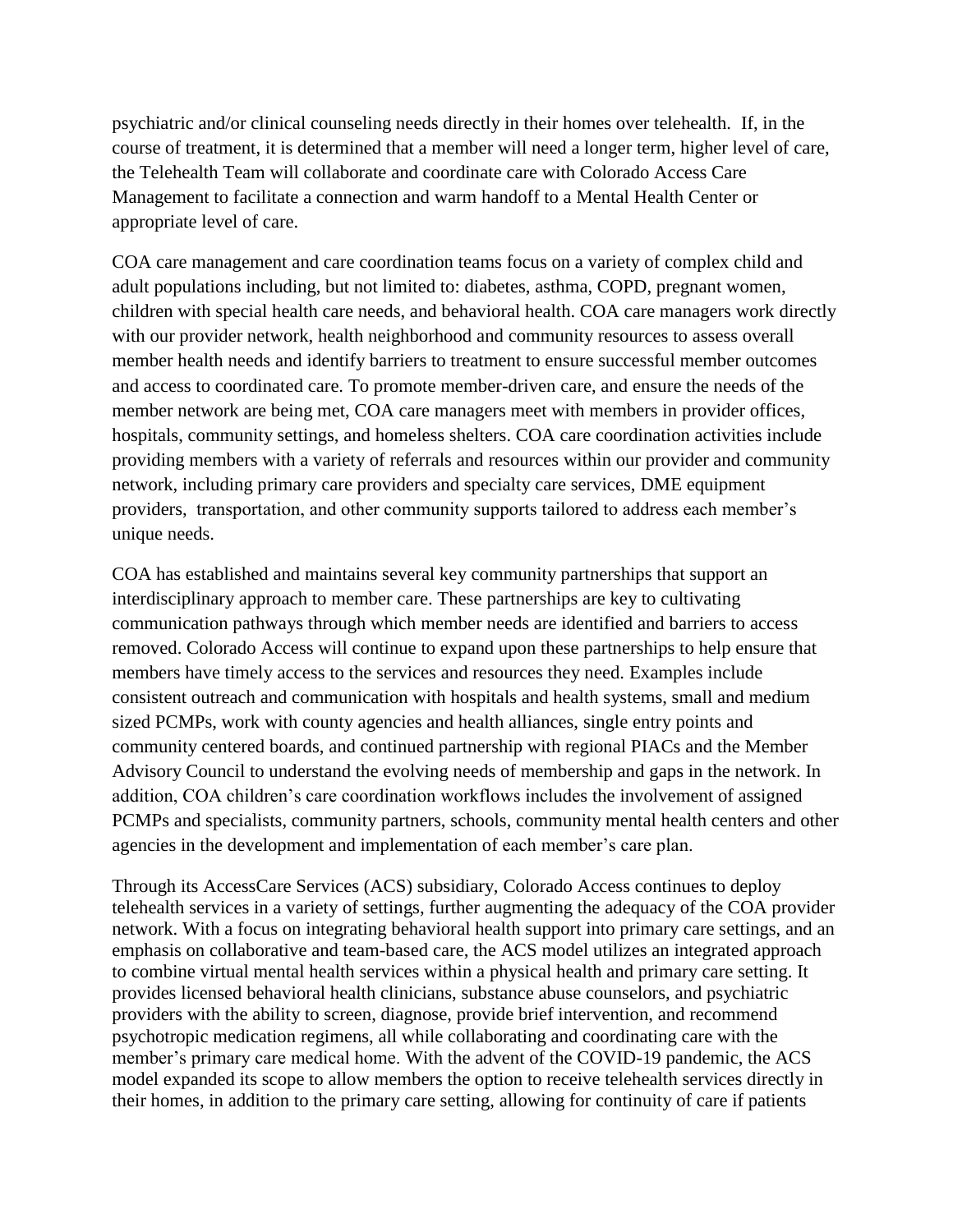psychiatric and/or clinical counseling needs directly in their homes over telehealth. If, in the course of treatment, it is determined that a member will need a longer term, higher level of care, the Telehealth Team will collaborate and coordinate care with Colorado Access Care Management to facilitate a connection and warm handoff to a Mental Health Center or appropriate level of care.

COA care management and care coordination teams focus on a variety of complex child and adult populations including, but not limited to: diabetes, asthma, COPD, pregnant women, children with special health care needs, and behavioral health. COA care managers work directly with our provider network, health neighborhood and community resources to assess overall member health needs and identify barriers to treatment to ensure successful member outcomes and access to coordinated care. To promote member-driven care, and ensure the needs of the member network are being met, COA care managers meet with members in provider offices, hospitals, community settings, and homeless shelters. COA care coordination activities include providing members with a variety of referrals and resources within our provider and community network, including primary care providers and specialty care services, DME equipment providers, transportation, and other community supports tailored to address each member's unique needs.

COA has established and maintains several key community partnerships that support an interdisciplinary approach to member care. These partnerships are key to cultivating communication pathways through which member needs are identified and barriers to access removed. Colorado Access will continue to expand upon these partnerships to help ensure that members have timely access to the services and resources they need. Examples include consistent outreach and communication with hospitals and health systems, small and medium sized PCMPs, work with county agencies and health alliances, single entry points and community centered boards, and continued partnership with regional PIACs and the Member Advisory Council to understand the evolving needs of membership and gaps in the network. In addition, COA children's care coordination workflows includes the involvement of assigned PCMPs and specialists, community partners, schools, community mental health centers and other agencies in the development and implementation of each member's care plan.

Through its AccessCare Services (ACS) subsidiary, Colorado Access continues to deploy telehealth services in a variety of settings, further augmenting the adequacy of the COA provider network. With a focus on integrating behavioral health support into primary care settings, and an emphasis on collaborative and team-based care, the ACS model utilizes an integrated approach to combine virtual mental health services within a physical health and primary care setting. It provides licensed behavioral health clinicians, substance abuse counselors, and psychiatric providers with the ability to screen, diagnose, provide brief intervention, and recommend psychotropic medication regimens, all while collaborating and coordinating care with the member's primary care medical home. With the advent of the COVID-19 pandemic, the ACS model expanded its scope to allow members the option to receive telehealth services directly in their homes, in addition to the primary care setting, allowing for continuity of care if patients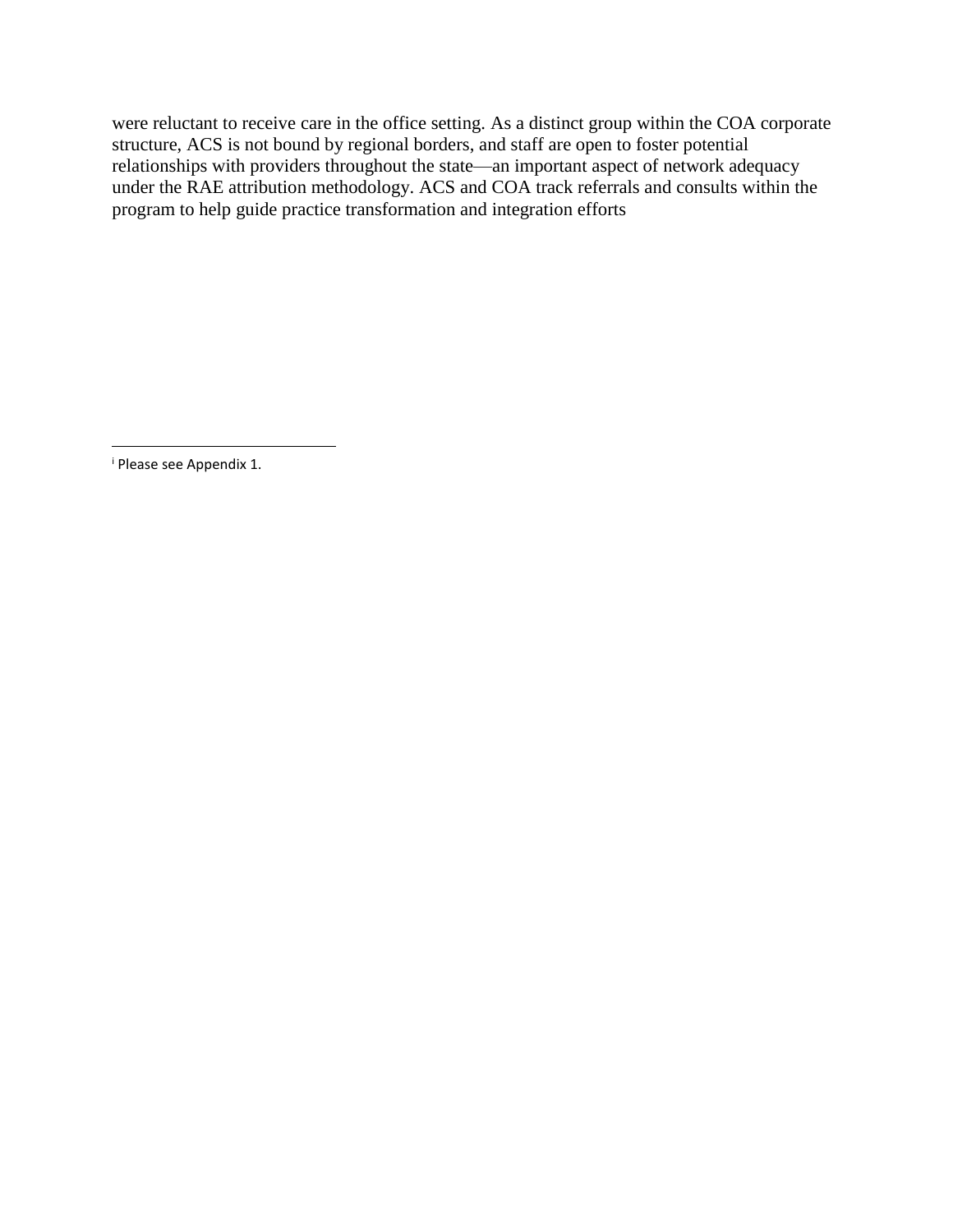were reluctant to receive care in the office setting. As a distinct group within the COA corporate structure, ACS is not bound by regional borders, and staff are open to foster potential relationships with providers throughout the state—an important aspect of network adequacy under the RAE attribution methodology. ACS and COA track referrals and consults within the program to help guide practice transformation and integration efforts

[i] Please see Appendix 1.